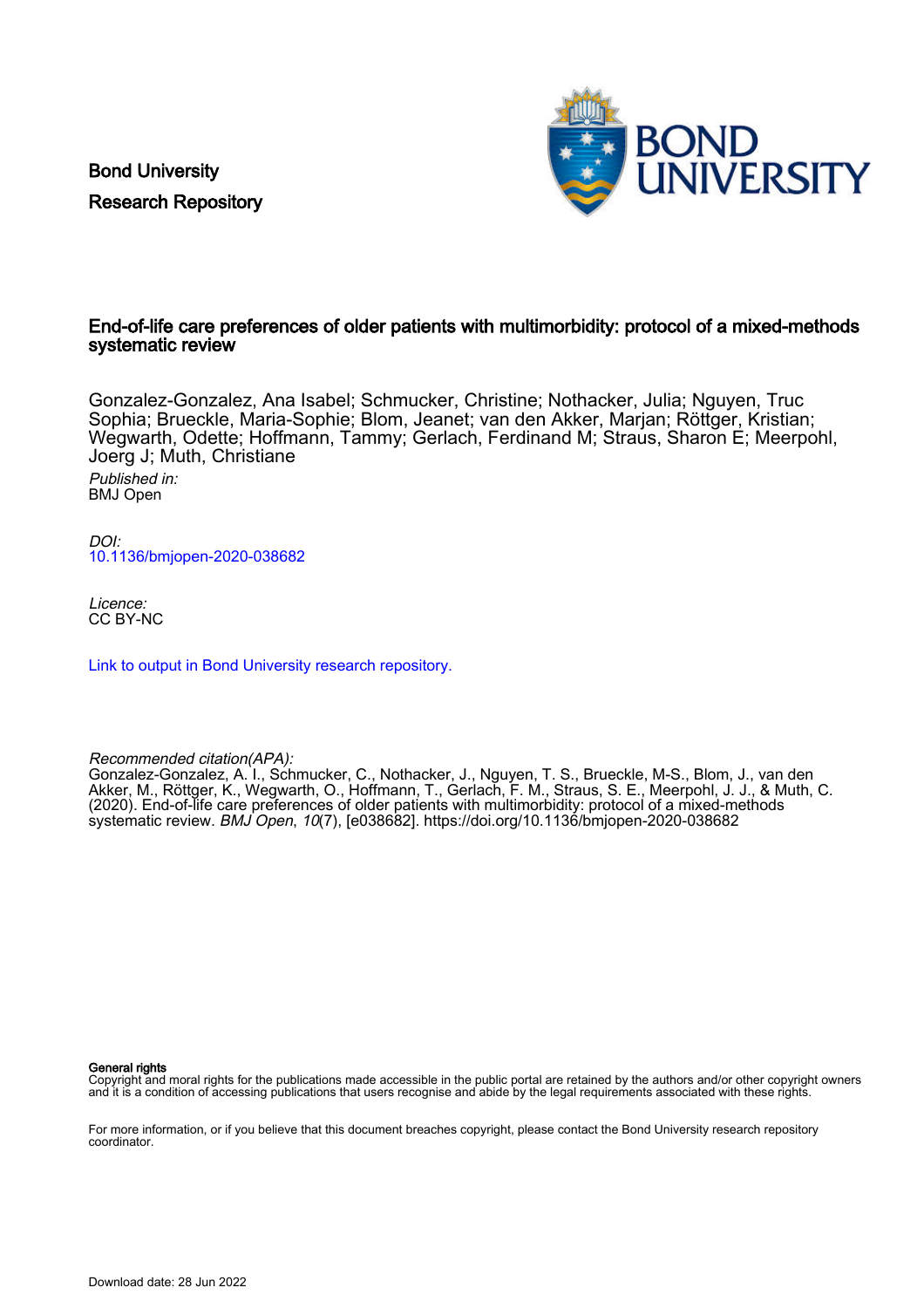Bond University

Research Repository

# End-of-life care preferences of older patients with multimorbidity: protocol of a mixed-methods systematic review

Gonzalez-Gonzalez, Ana Isabel; Schmucker, Christine; Nothacker, Julia; Nguyen, Truc Sophia; Brueckle, Maria-Sophie; Blom, Jeanet; van den Akker, Marjan; Röttger, Kristian; Wegwarth, Odette; Hoffmann, Tammy; Gerlach, Ferdinand M; Straus, Sharon E; Meerpohl, Joerg J; Muth, Christiane

*Published in:*
BMJ Open

*DOI:*
10.1136/bmjopen-2020-038682

*Licence:*
CC BY-NC

Link to output in Bond University research repository.

*Recommended citation(APA):*
Gonzalez-Gonzalez, A. I., Schmucker, C., Nothacker, J., Nguyen, T. S., Brueckle, M-S., Blom, J., van den Akker, M., Röttger, K., Wegwarth, O., Hoffmann, T., Gerlach, F. M., Straus, S. E., Meerpohl, J. J., & Muth, C. (2020). End-of-life care preferences of older patients with multimorbidity: protocol of a mixed-methods systematic review. *BMJ Open*, *10*(7), [e038682]. https://doi.org/10.1136/bmjopen-2020-038682

**General rights**
Copyright and moral rights for the publications made accessible in the public portal are retained by the authors and/or other copyright owners and it is a condition of accessing publications that users recognise and abide by the legal requirements associated with these rights.

For more information, or if you believe that this document breaches copyright, please contact the Bond University research repository coordinator.

Download date: 28 Jun 2022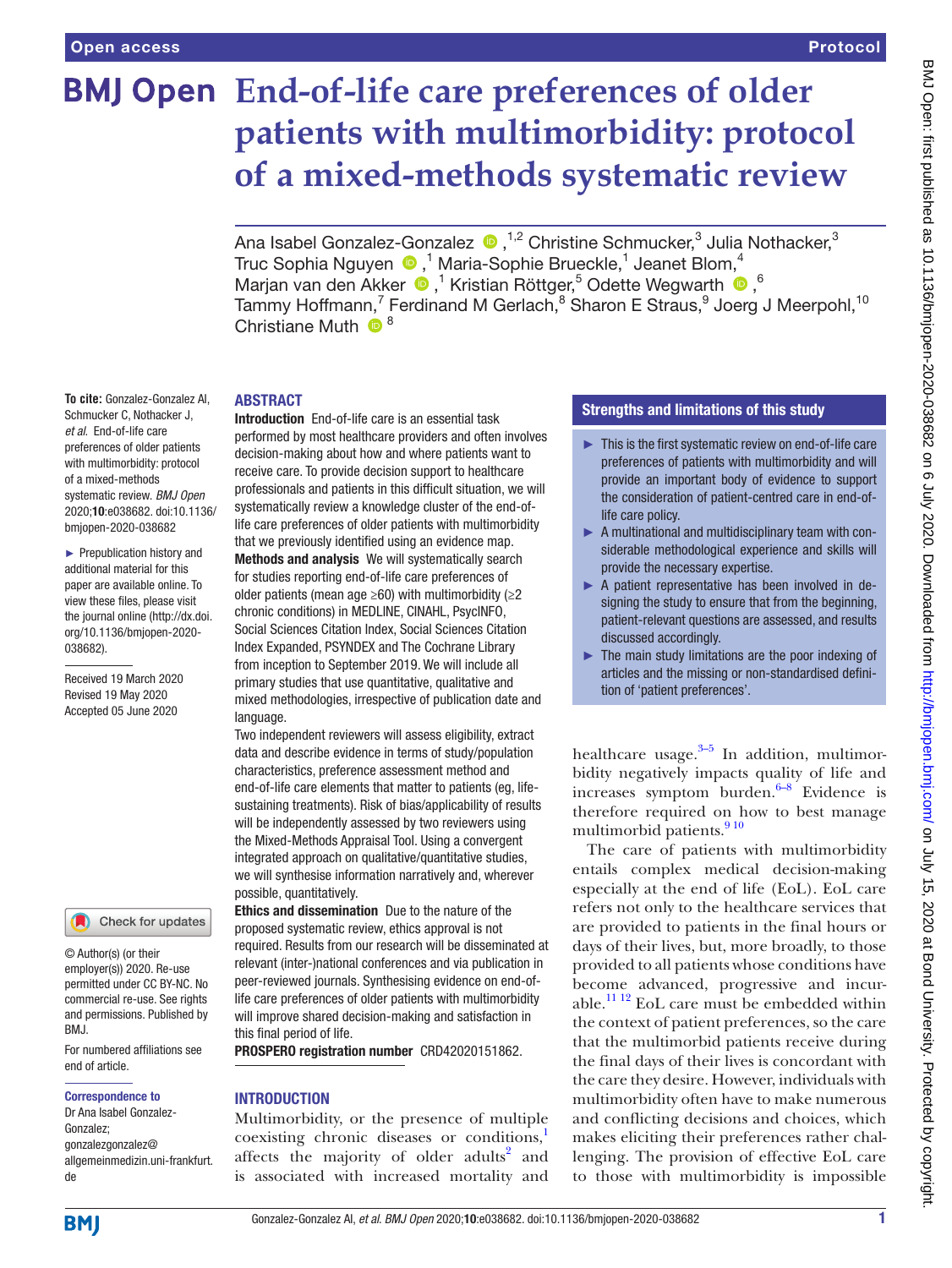# End-of-life care preferences of older patients with multimorbidity: protocol of a mixed-methods systematic review

Ana Isabel Gonzalez-Gonzalez ,[1,2] Christine Schmucker,[3] Julia Nothacker,[3] Truc Sophia Nguyen ,[1] Maria-Sophie Brueckle,[1] Jeanet Blom,[4] Marjan van den Akker ,[1] Kristian Röttger,[5] Odette Wegwarth ,[6] Tammy Hoffmann,[7] Ferdinand M Gerlach,[8] Sharon E Straus,[9] Joerg J Meerpohl,[10] Christiane Muth [8]

**To cite:** Gonzalez-Gonzalez AI, Schmucker C, Nothacker J, *et al*. End-of-life care preferences of older patients with multimorbidity: protocol of a mixed-methods systematic review. *BMJ Open* 2020;**10**:e038682. doi:10.1136/bmjopen-2020-038682

► Prepublication history and additional material for this paper are available online. To view these files, please visit the journal online (http://dx.doi.org/10.1136/bmjopen-2020-038682).

Received 19 March 2020
Revised 19 May 2020
Accepted 05 June 2020

© Author(s) (or their employer(s)) 2020. Re-use permitted under CC BY-NC. No commercial re-use. See rights and permissions. Published by BMJ.

For numbered affiliations see end of article.

**Correspondence to**
Dr Ana Isabel Gonzalez-Gonzalez;
gonzalezgonzalez@allgemeinmedizin.uni-frankfurt.de

## ABSTRACT

**Introduction** End-of-life care is an essential task performed by most healthcare providers and often involves decision-making about how and where patients want to receive care. To provide decision support to healthcare professionals and patients in this difficult situation, we will systematically review a knowledge cluster of the end-of-life care preferences of older patients with multimorbidity that we previously identified using an evidence map.

**Methods and analysis** We will systematically search for studies reporting end-of-life care preferences of older patients (mean age ≥60) with multimorbidity (≥2 chronic conditions) in MEDLINE, CINAHL, PsycINFO, Social Sciences Citation Index, Social Sciences Citation Index Expanded, PSYNDEX and The Cochrane Library from inception to September 2019. We will include all primary studies that use quantitative, qualitative and mixed methodologies, irrespective of publication date and language.

Two independent reviewers will assess eligibility, extract data and describe evidence in terms of study/population characteristics, preference assessment method and end-of-life care elements that matter to patients (eg, life-sustaining treatments). Risk of bias/applicability of results will be independently assessed by two reviewers using the Mixed-Methods Appraisal Tool. Using a convergent integrated approach on qualitative/quantitative studies, we will synthesise information narratively and, wherever possible, quantitatively.

**Ethics and dissemination** Due to the nature of the proposed systematic review, ethics approval is not required. Results from our research will be disseminated at relevant (inter-)national conferences and via publication in peer-reviewed journals. Synthesising evidence on end-of-life care preferences of older patients with multimorbidity will improve shared decision-making and satisfaction in this final period of life.

**PROSPERO registration number** CRD42020151862.

## Strengths and limitations of this study

- ► This is the first systematic review on end-of-life care preferences of patients with multimorbidity and will provide an important body of evidence to support the consideration of patient-centred care in end-of-life care policy.
- ► A multinational and multidisciplinary team with considerable methodological experience and skills will provide the necessary expertise.
- ► A patient representative has been involved in designing the study to ensure that from the beginning, patient-relevant questions are assessed, and results discussed accordingly.
- ► The main study limitations are the poor indexing of articles and the missing or non-standardised definition of 'patient preferences'.

## INTRODUCTION

Multimorbidity, or the presence of multiple coexisting chronic diseases or conditions,[1] affects the majority of older adults[2] and is associated with increased mortality and healthcare usage.[3–5] In addition, multimorbidity negatively impacts quality of life and increases symptom burden.[6–8] Evidence is therefore required on how to best manage multimorbid patients.[9 10]

The care of patients with multimorbidity entails complex medical decision-making especially at the end of life (EoL). EoL care refers not only to the healthcare services that are provided to patients in the final hours or days of their lives, but, more broadly, to those provided to all patients whose conditions have become advanced, progressive and incurable.[11 12] EoL care must be embedded within the context of patient preferences, so the care that the multimorbid patients receive during the final days of their lives is concordant with the care they desire. However, individuals with multimorbidity often have to make numerous and conflicting decisions and choices, which makes eliciting their preferences rather challenging. The provision of effective EoL care to those with multimorbidity is impossible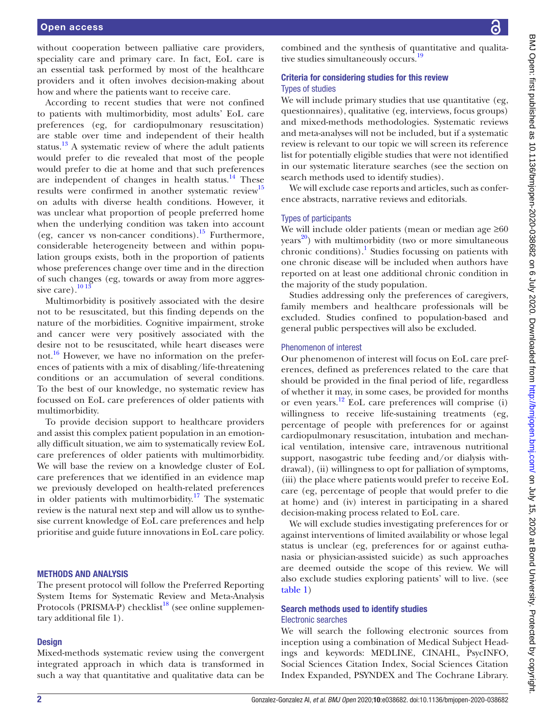without cooperation between palliative care providers, speciality care and primary care. In fact, EoL care is an essential task performed by most of the healthcare providers and it often involves decision-making about how and where the patients want to receive care.

According to recent studies that were not confined to patients with multimorbidity, most adults' EoL care preferences (eg, for cardiopulmonary resuscitation) are stable over time and independent of their health status.[13] A systematic review of where the adult patients would prefer to die revealed that most of the people would prefer to die at home and that such preferences are independent of changes in health status.[14] These results were confirmed in another systematic review[15] on adults with diverse health conditions. However, it was unclear what proportion of people preferred home when the underlying condition was taken into account (eg, cancer vs non-cancer conditions).[15] Furthermore, considerable heterogeneity between and within population groups exists, both in the proportion of patients whose preferences change over time and in the direction of such changes (eg, towards or away from more aggressive care).[10 13]

Multimorbidity is positively associated with the desire not to be resuscitated, but this finding depends on the nature of the morbidities. Cognitive impairment, stroke and cancer were very positively associated with the desire not to be resuscitated, while heart diseases were not.[16] However, we have no information on the preferences of patients with a mix of disabling/life-threatening conditions or an accumulation of several conditions. To the best of our knowledge, no systematic review has focussed on EoL care preferences of older patients with multimorbidity.

To provide decision support to healthcare providers and assist this complex patient population in an emotionally difficult situation, we aim to systematically review EoL care preferences of older patients with multimorbidity. We will base the review on a knowledge cluster of EoL care preferences that we identified in an evidence map we previously developed on health-related preferences in older patients with multimorbidity.[17] The systematic review is the natural next step and will allow us to synthesise current knowledge of EoL care preferences and help prioritise and guide future innovations in EoL care policy.

## METHODS AND ANALYSIS

The present protocol will follow the Preferred Reporting System Items for Systematic Review and Meta-Analysis Protocols (PRISMA-P) checklist[18] (see online supplementary additional file 1).

### Design

Mixed-methods systematic review using the convergent integrated approach in which data is transformed in such a way that quantitative and qualitative data can be combined and the synthesis of quantitative and qualitative studies simultaneously occurs.[19]

### Criteria for considering studies for this review

#### Types of studies

We will include primary studies that use quantitative (eg, questionnaires), qualitative (eg, interviews, focus groups) and mixed-methods methodologies. Systematic reviews and meta-analyses will not be included, but if a systematic review is relevant to our topic we will screen its reference list for potentially eligible studies that were not identified in our systematic literature searches (see the section on search methods used to identify studies).

We will exclude case reports and articles, such as conference abstracts, narrative reviews and editorials.

#### Types of participants

We will include older patients (mean or median age ≥60 years[20]) with multimorbidity (two or more simultaneous chronic conditions).[1] Studies focussing on patients with one chronic disease will be included when authors have reported on at least one additional chronic condition in the majority of the study population.

Studies addressing only the preferences of caregivers, family members and healthcare professionals will be excluded. Studies confined to population-based and general public perspectives will also be excluded.

#### Phenomenon of interest

Our phenomenon of interest will focus on EoL care preferences, defined as preferences related to the care that should be provided in the final period of life, regardless of whether it may, in some cases, be provided for months or even years.[12] EoL care preferences will comprise (i) willingness to receive life-sustaining treatments (eg, percentage of people with preferences for or against cardiopulmonary resuscitation, intubation and mechanical ventilation, intensive care, intravenous nutritional support, nasogastric tube feeding and/or dialysis withdrawal), (ii) willingness to opt for palliation of symptoms, (iii) the place where patients would prefer to receive EoL care (eg, percentage of people that would prefer to die at home) and (iv) interest in participating in a shared decision-making process related to EoL care.

We will exclude studies investigating preferences for or against interventions of limited availability or whose legal status is unclear (eg, preferences for or against euthanasia or physician-assisted suicide) as such approaches are deemed outside the scope of this review. We will also exclude studies exploring patients' will to live. (see table 1)

### Search methods used to identify studies

#### Electronic searches

We will search the following electronic sources from inception using a combination of Medical Subject Headings and keywords: MEDLINE, CINAHL, PsycINFO, Social Sciences Citation Index, Social Sciences Citation Index Expanded, PSYNDEX and The Cochrane Library.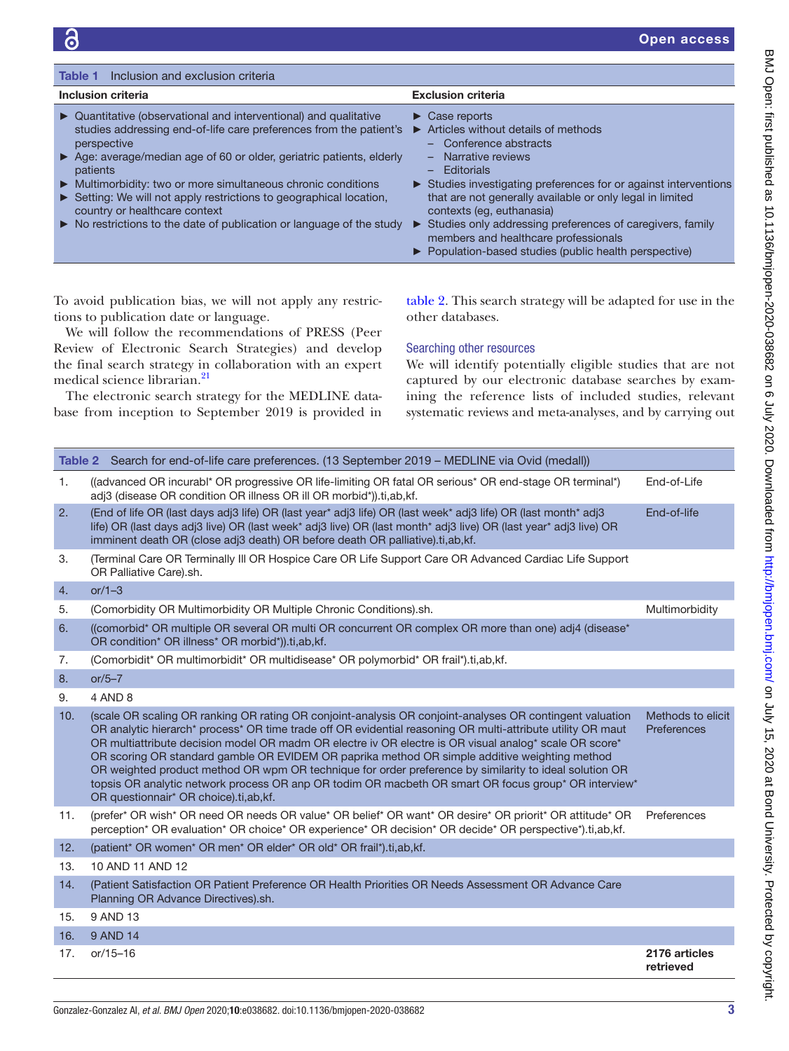**Table 1** Inclusion and exclusion criteria

| Inclusion criteria | Exclusion criteria |
|---|---|
| ► Quantitative (observational and interventional) and qualitative studies addressing end-of-life care preferences from the patient's perspective<br>► Age: average/median age of 60 or older, geriatric patients, elderly patients<br>► Multimorbidity: two or more simultaneous chronic conditions<br>► Setting: We will not apply restrictions to geographical location, country or healthcare context<br>► No restrictions to the date of publication or language of the study | ► Case reports<br>► Articles without details of methods<br>– Conference abstracts<br>– Narrative reviews<br>– Editorials<br>► Studies investigating preferences for or against interventions that are not generally available or only legal in limited contexts (eg, euthanasia)<br>► Studies only addressing preferences of caregivers, family members and healthcare professionals<br>► Population-based studies (public health perspective) |

To avoid publication bias, we will not apply any restrictions to publication date or language.

We will follow the recommendations of PRESS (Peer Review of Electronic Search Strategies) and develop the final search strategy in collaboration with an expert medical science librarian.[21]

The electronic search strategy for the MEDLINE database from inception to September 2019 is provided in table 2. This search strategy will be adapted for use in the other databases.

### Searching other resources

We will identify potentially eligible studies that are not captured by our electronic database searches by examining the reference lists of included studies, relevant systematic reviews and meta-analyses, and by carrying out

**Table 2** Search for end-of-life care preferences. (13 September 2019 – MEDLINE via Ovid (medall))

| | | |
|---|---|---|
| 1. | ((advanced OR incurabl* OR progressive OR life-limiting OR fatal OR serious* OR end-stage OR terminal*) adj3 (disease OR condition OR illness OR ill OR morbid*)).ti,ab,kf. | End-of-Life |
| 2. | (End of life OR (last days adj3 life) OR (last year* adj3 life) OR (last week* adj3 life) OR (last month* adj3 life) OR (last days adj3 live) OR (last week* adj3 live) OR (last month* adj3 live) OR (last year* adj3 live) OR imminent death OR (close adj3 death) OR before death OR palliative).ti,ab,kf. | End-of-life |
| 3. | (Terminal Care OR Terminally Ill OR Hospice Care OR Life Support Care OR Advanced Cardiac Life Support OR Palliative Care).sh. | |
| 4. | or/1–3 | |
| 5. | (Comorbidity OR Multimorbidity OR Multiple Chronic Conditions).sh. | Multimorbidity |
| 6. | ((comorbid* OR multiple OR several OR multi OR concurrent OR complex OR more than one) adj4 (disease* OR condition* OR illness* OR morbid*)).ti,ab,kf. | |
| 7. | (Comorbidit* OR multimorbidit* OR multidisease* OR polymorbid* OR frail*).ti,ab,kf. | |
| 8. | or/5–7 | |
| 9. | 4 AND 8 | |
| 10. | (scale OR scaling OR ranking OR rating OR conjoint-analysis OR conjoint-analyses OR contingent valuation OR analytic hierarch* process* OR time trade off OR evidential reasoning OR multi-attribute utility OR maut OR multiattribute decision model OR madm OR electre iv OR electre is OR visual analog* scale OR score* OR scoring OR standard gamble OR EVIDEM OR paprika method OR simple additive weighting method OR weighted product method OR wpm OR technique for order preference by similarity to ideal solution OR topsis OR analytic network process OR anp OR todim OR macbeth OR smart OR focus group* OR interview* OR questionnair* OR choice).ti,ab,kf. | Methods to elicit Preferences |
| 11. | (prefer* OR wish* OR need OR needs OR value* OR belief* OR want* OR desire* OR priorit* OR attitude* OR perception* OR evaluation* OR choice* OR experience* OR decision* OR decide* OR perspective*).ti,ab,kf. | Preferences |
| 12. | (patient* OR women* OR men* OR elder* OR old* OR frail*).ti,ab,kf. | |
| 13. | 10 AND 11 AND 12 | |
| 14. | (Patient Satisfaction OR Patient Preference OR Health Priorities OR Needs Assessment OR Advance Care Planning OR Advance Directives).sh. | |
| 15. | 9 AND 13 | |
| 16. | 9 AND 14 | |
| 17. | or/15–16 | **2176 articles retrieved** |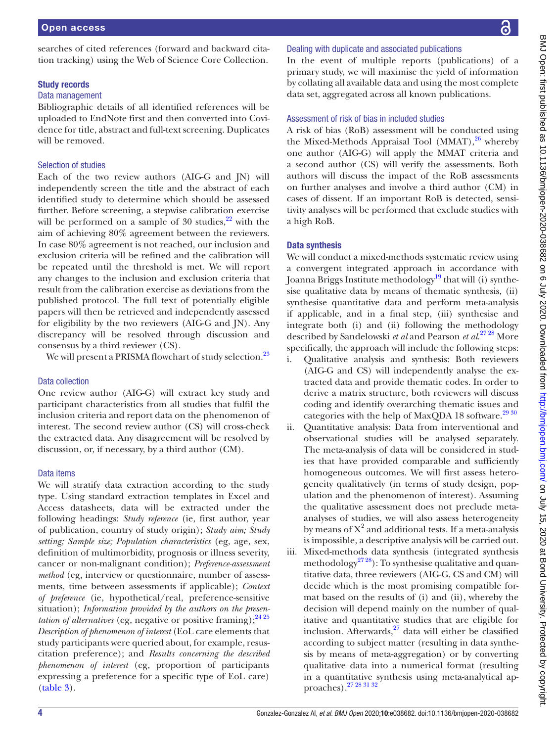searches of cited references (forward and backward citation tracking) using the Web of Science Core Collection.

### Study records

#### Data management

Bibliographic details of all identified references will be uploaded to EndNote first and then converted into Covidence for title, abstract and full-text screening. Duplicates will be removed.

#### Selection of studies

Each of the two review authors (AIG-G and JN) will independently screen the title and the abstract of each identified study to determine which should be assessed further. Before screening, a stepwise calibration exercise will be performed on a sample of 30 studies,[22] with the aim of achieving 80% agreement between the reviewers. In case 80% agreement is not reached, our inclusion and exclusion criteria will be refined and the calibration will be repeated until the threshold is met. We will report any changes to the inclusion and exclusion criteria that result from the calibration exercise as deviations from the published protocol. The full text of potentially eligible papers will then be retrieved and independently assessed for eligibility by the two reviewers (AIG-G and JN). Any discrepancy will be resolved through discussion and consensus by a third reviewer (CS).

We will present a PRISMA flowchart of study selection.[23]

#### Data collection

One review author (AIG-G) will extract key study and participant characteristics from all studies that fulfil the inclusion criteria and report data on the phenomenon of interest. The second review author (CS) will cross-check the extracted data. Any disagreement will be resolved by discussion, or, if necessary, by a third author (CM).

#### Data items

We will stratify data extraction according to the study type. Using standard extraction templates in Excel and Access datasheets, data will be extracted under the following headings: *Study reference* (ie, first author, year of publication, country of study origin); *Study aim; Study setting; Sample size; Population characteristics* (eg, age, sex, definition of multimorbidity, prognosis or illness severity, cancer or non-malignant condition); *Preference-assessment method* (eg, interview or questionnaire, number of assessments, time between assessments if applicable); *Context of preference* (ie, hypothetical/real, preference-sensitive situation); *Information provided by the authors on the presentation of alternatives* (eg, negative or positive framing);[24,25] *Description of phenomenon of interest* (EoL care elements that study participants were queried about, for example, resuscitation preference); and *Results concerning the described phenomenon of interest* (eg, proportion of participants expressing a preference for a specific type of EoL care) (table 3).

#### Dealing with duplicate and associated publications

In the event of multiple reports (publications) of a primary study, we will maximise the yield of information by collating all available data and using the most complete data set, aggregated across all known publications.

#### Assessment of risk of bias in included studies

A risk of bias (RoB) assessment will be conducted using the Mixed-Methods Appraisal Tool (MMAT),[26] whereby one author (AIG-G) will apply the MMAT criteria and a second author (CS) will verify the assessments. Both authors will discuss the impact of the RoB assessments on further analyses and involve a third author (CM) in cases of dissent. If an important RoB is detected, sensitivity analyses will be performed that exclude studies with a high RoB.

### Data synthesis

We will conduct a mixed-methods systematic review using a convergent integrated approach in accordance with Joanna Briggs Institute methodology[19] that will (i) synthesise qualitative data by means of thematic synthesis, (ii) synthesise quantitative data and perform meta-analysis if applicable, and in a final step, (iii) synthesise and integrate both (i) and (ii) following the methodology described by Sandelowski *et al* and Pearson *et al*.[27,28] More specifically, the approach will include the following steps:

i. Qualitative analysis and synthesis: Both reviewers (AIG-G and CS) will independently analyse the extracted data and provide thematic codes. In order to derive a matrix structure, both reviewers will discuss coding and identify overarching thematic issues and categories with the help of MaxQDA 18 software.[29,30]
ii. Quantitative analysis: Data from interventional and observational studies will be analysed separately. The meta-analysis of data will be considered in studies that have provided comparable and sufficiently homogeneous outcomes. We will first assess heterogeneity qualitatively (in terms of study design, population and the phenomenon of interest). Assuming the qualitative assessment does not preclude meta-analyses of studies, we will also assess heterogeneity by means of $X^2$ and additional tests. If a meta-analysis is impossible, a descriptive analysis will be carried out.
iii. Mixed-methods data synthesis (integrated synthesis methodology[27,28]): To synthesise qualitative and quantitative data, three reviewers (AIG-G, CS and CM) will decide which is the most promising compatible format based on the results of (i) and (ii), whereby the decision will depend mainly on the number of qualitative and quantitative studies that are eligible for inclusion. Afterwards,[27] data will either be classified according to subject matter (resulting in data synthesis by means of meta-aggregation) or by converting qualitative data into a numerical format (resulting in a quantitative synthesis using meta-analytical approaches).[27,28,31,32]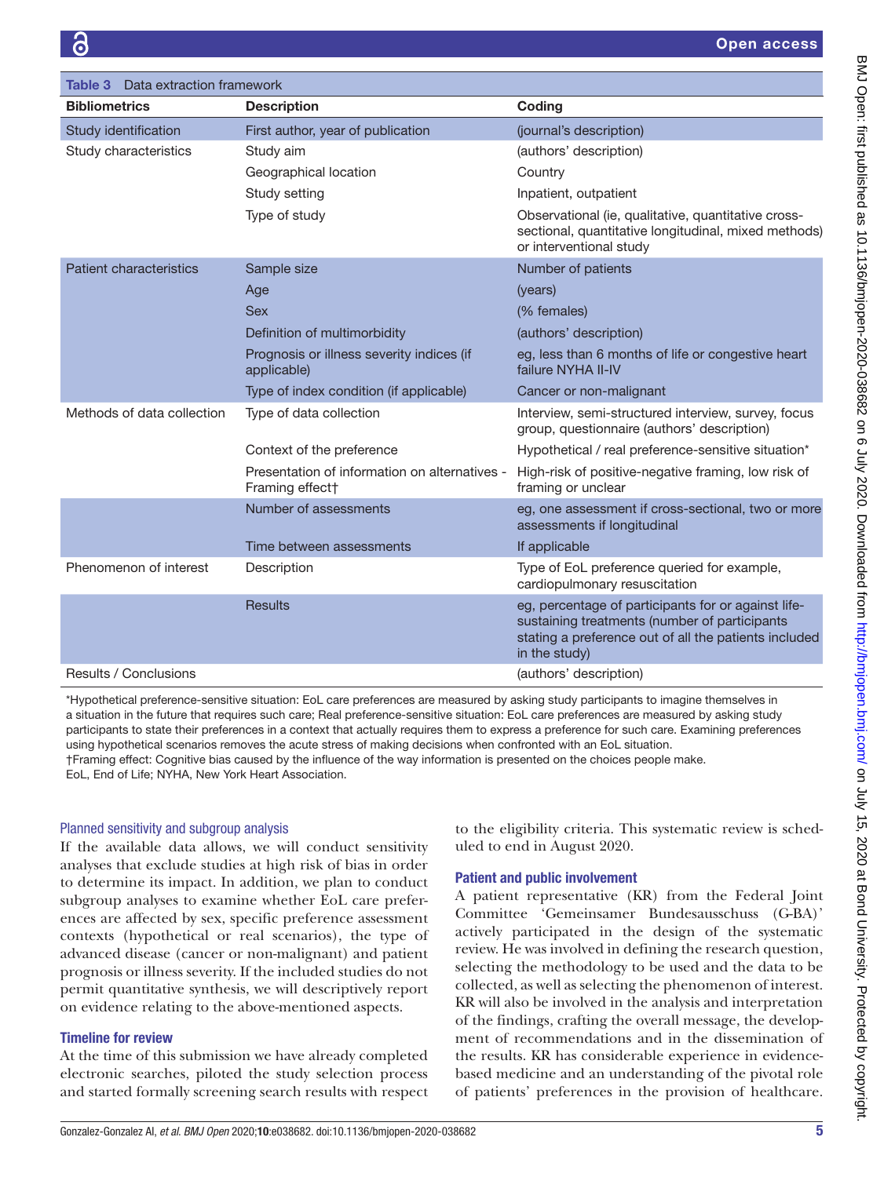**Table 3** Data extraction framework

| Bibliometrics | Description | Coding |
|---|---|---|
| Study identification | First author, year of publication | (journal's description) |
| Study characteristics | Study aim | (authors' description) |
| | Geographical location | Country |
| | Study setting | Inpatient, outpatient |
| | Type of study | Observational (ie, qualitative, quantitative cross-sectional, quantitative longitudinal, mixed methods) or interventional study |
| Patient characteristics | Sample size | Number of patients |
| | Age | (years) |
| | Sex | (% females) |
| | Definition of multimorbidity | (authors' description) |
| | Prognosis or illness severity indices (if applicable) | eg, less than 6 months of life or congestive heart failure NYHA II-IV |
| | Type of index condition (if applicable) | Cancer or non-malignant |
| Methods of data collection | Type of data collection | Interview, semi-structured interview, survey, focus group, questionnaire (authors' description) |
| | Context of the preference | Hypothetical / real preference-sensitive situation* |
| | Presentation of information on alternatives - Framing effect† | High-risk of positive-negative framing, low risk of framing or unclear |
| | Number of assessments | eg, one assessment if cross-sectional, two or more assessments if longitudinal |
| | Time between assessments | If applicable |
| Phenomenon of interest | Description | Type of EoL preference queried for example, cardiopulmonary resuscitation |
| | Results | eg, percentage of participants for or against life-sustaining treatments (number of participants stating a preference out of all the patients included in the study) |
| Results / Conclusions | | (authors' description) |

*Hypothetical preference-sensitive situation: EoL care preferences are measured by asking study participants to imagine themselves in a situation in the future that requires such care; Real preference-sensitive situation: EoL care preferences are measured by asking study participants to state their preferences in a context that actually requires them to express a preference for such care. Examining preferences using hypothetical scenarios removes the acute stress of making decisions when confronted with an EoL situation.
†Framing effect: Cognitive bias caused by the influence of the way information is presented on the choices people make.
EoL, End of Life; NYHA, New York Heart Association.

### Planned sensitivity and subgroup analysis

If the available data allows, we will conduct sensitivity analyses that exclude studies at high risk of bias in order to determine its impact. In addition, we plan to conduct subgroup analyses to examine whether EoL care preferences are affected by sex, specific preference assessment contexts (hypothetical or real scenarios), the type of advanced disease (cancer or non-malignant) and patient prognosis or illness severity. If the included studies do not permit quantitative synthesis, we will descriptively report on evidence relating to the above-mentioned aspects.

### Timeline for review

At the time of this submission we have already completed electronic searches, piloted the study selection process and started formally screening search results with respect to the eligibility criteria. This systematic review is scheduled to end in August 2020.

### Patient and public involvement

A patient representative (KR) from the Federal Joint Committee 'Gemeinsamer Bundesausschuss (G-BA)' actively participated in the design of the systematic review. He was involved in defining the research question, selecting the methodology to be used and the data to be collected, as well as selecting the phenomenon of interest. KR will also be involved in the analysis and interpretation of the findings, crafting the overall message, the development of recommendations and in the dissemination of the results. KR has considerable experience in evidence-based medicine and an understanding of the pivotal role of patients' preferences in the provision of healthcare.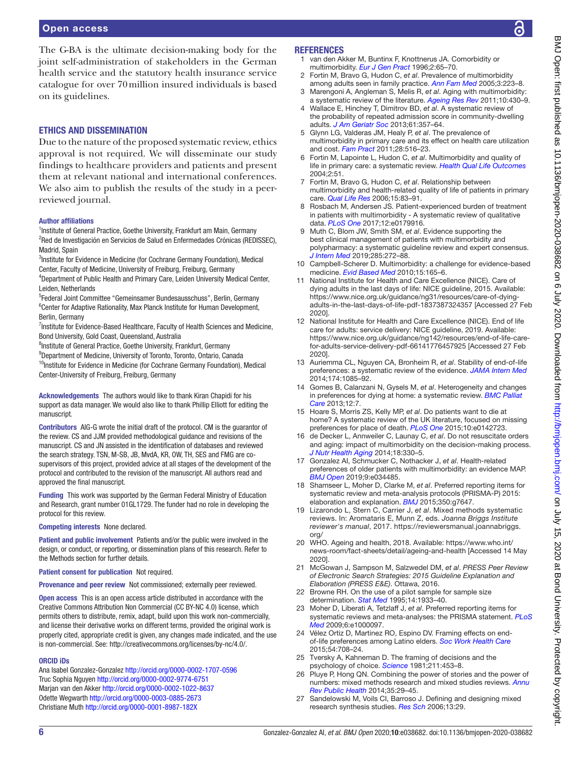The G-BA is the ultimate decision-making body for the joint self-administration of stakeholders in the German health service and the statutory health insurance service catalogue for over 70 million insured individuals is based on its guidelines.

## ETHICS AND DISSEMINATION

Due to the nature of the proposed systematic review, ethics approval is not required. We will disseminate our study findings to healthcare providers and patients and present them at relevant national and international conferences. We also aim to publish the results of the study in a peer-reviewed journal.

### Author affiliations

[1]Institute of General Practice, Goethe University, Frankfurt am Main, Germany
[2]Red de Investigación en Servicios de Salud en Enfermedades Crónicas (REDISSEC), Madrid, Spain
[3]Institute for Evidence in Medicine (for Cochrane Germany Foundation), Medical Center, Faculty of Medicine, University of Freiburg, Freiburg, Germany
[4]Department of Public Health and Primary Care, Leiden University Medical Center, Leiden, Netherlands
[5]Federal Joint Committee "Gemeinsamer Bundesausschuss", Berlin, Germany
[6]Center for Adaptive Rationality, Max Planck Institute for Human Development, Berlin, Germany
[7]Institute for Evidence-Based Healthcare, Faculty of Health Sciences and Medicine, Bond University, Gold Coast, Queensland, Australia
[8]Institute of General Practice, Goethe University, Frankfurt, Germany
[9]Department of Medicine, University of Toronto, Toronto, Ontario, Canada
[10]Institute for Evidence in Medicine (for Cochrane Germany Foundation), Medical Center-University of Freiburg, Freiburg, Germany

**Acknowledgements** The authors would like to thank Kiran Chapidi for his support as data manager. We would also like to thank Phillip Elliott for editing the manuscript.

**Contributors** AIG-G wrote the initial draft of the protocol. CM is the guarantor of the review. CS and JJM provided methodological guidance and revisions of the manuscript. CS and JN assisted in the identification of databases and reviewed the search strategy. TSN, M-SB, JB, MvdA, KR, OW, TH, SES and FMG are co-supervisors of this project, provided advice at all stages of the development of the protocol and contributed to the revision of the manuscript. All authors read and approved the final manuscript.

**Funding** This work was supported by the German Federal Ministry of Education and Research, grant number 01GL1729. The funder had no role in developing the protocol for this review.

**Competing interests** None declared.

**Patient and public involvement** Patients and/or the public were involved in the design, or conduct, or reporting, or dissemination plans of this research. Refer to the Methods section for further details.

**Patient consent for publication** Not required.

**Provenance and peer review** Not commissioned; externally peer reviewed.

**Open access** This is an open access article distributed in accordance with the Creative Commons Attribution Non Commercial (CC BY-NC 4.0) license, which permits others to distribute, remix, adapt, build upon this work non-commercially, and license their derivative works on different terms, provided the original work is properly cited, appropriate credit is given, any changes made indicated, and the use is non-commercial. See: http://creativecommons.org/licenses/by-nc/4.0/.

### ORCID iDs

Ana Isabel Gonzalez-Gonzalez http://orcid.org/0000-0002-1707-0596
Truc Sophia Nguyen http://orcid.org/0000-0002-9774-6751
Marjan van den Akker http://orcid.org/0000-0002-1022-8637
Odette Wegwarth http://orcid.org/0000-0003-0885-2673
Christiane Muth http://orcid.org/0000-0001-8987-182X

## REFERENCES

1. van den Akker M, Buntinx F, Knottnerus JA. Comorbidity or multimorbidity. *Eur J Gen Pract* 1996;2:65–70.
2. Fortin M, Bravo G, Hudon C, *et al*. Prevalence of multimorbidity among adults seen in family practice. *Ann Fam Med* 2005;3:223–8.
3. Marengoni A, Angleman S, Melis R, *et al*. Aging with multimorbidity: a systematic review of the literature. *Ageing Res Rev* 2011;10:430–9.
4. Wallace E, Hinchey T, Dimitrov BD, *et al*. A systematic review of the probability of repeated admission score in community-dwelling adults. *J Am Geriatr Soc* 2013;61:357–64.
5. Glynn LG, Valderas JM, Healy P, *et al*. The prevalence of multimorbidity in primary care and its effect on health care utilization and cost. *Fam Pract* 2011;28:516–23.
6. Fortin M, Lapointe L, Hudon C, *et al*. Multimorbidity and quality of life in primary care: a systematic review. *Health Qual Life Outcomes* 2004;2:51.
7. Fortin M, Bravo G, Hudon C, *et al*. Relationship between multimorbidity and health-related quality of life of patients in primary care. *Qual Life Res* 2006;15:83–91.
8. Rosbach M, Andersen JS. Patient-experienced burden of treatment in patients with multimorbidity - A systematic review of qualitative data. *PLoS One* 2017;12:e0179916.
9. Muth C, Blom JW, Smith SM, *et al*. Evidence supporting the best clinical management of patients with multimorbidity and polypharmacy: a systematic guideline review and expert consensus. *J Intern Med* 2019;285:272–88.
10. Campbell-Scherer D. Multimorbidity: a challenge for evidence-based medicine. *Evid Based Med* 2010;15:165–6.
11. National Institute for Health and Care Excellence (NICE). Care of dying adults in the last days of life: NICE guideline, 2015. Available: https://www.nice.org.uk/guidance/ng31/resources/care-of-dying-adults-in-the-last-days-of-life-pdf-1837387324357 [Accessed 27 Feb 2020].
12. National Institute for Health and Care Excellence (NICE). End of life care for adults: service delivery: NICE guideline, 2019. Available: https://www.nice.org.uk/guidance/ng142/resources/end-of-life-care-for-adults-service-delivery-pdf-66141776457925 [Accessed 27 Feb 2020].
13. Auriemma CL, Nguyen CA, Bronheim R, *et al*. Stability of end-of-life preferences: a systematic review of the evidence. *JAMA Intern Med* 2014;174:1085–92.
14. Gomes B, Calanzani N, Gysels M, *et al*. Heterogeneity and changes in preferences for dying at home: a systematic review. *BMC Palliat Care* 2013;12:7.
15. Hoare S, Morris ZS, Kelly MP, *et al*. Do patients want to die at home? A systematic review of the UK literature, focused on missing preferences for place of death. *PLoS One* 2015;10:e0142723.
16. de Decker L, Annweiler C, Launay C, *et al*. Do not resuscitate orders and aging: impact of multimorbidity on the decision-making process. *J Nutr Health Aging* 2014;18:330–5.
17. Gonzalez AI, Schmucker C, Nothacker J, *et al*. Health-related preferences of older patients with multimorbidity: an evidence MAP. *BMJ Open* 2019;9:e034485.
18. Shamseer L, Moher D, Clarke M, *et al*. Preferred reporting items for systematic review and meta-analysis protocols (PRISMA-P) 2015: elaboration and explanation. *BMJ* 2015;350:g7647.
19. Lizarondo L, Stern C, Carrier J, *et al*. Mixed methods systematic reviews. In: Aromataris E, Munn Z, eds. *Joanna Briggs Institute reviewer's manual*, 2017. https://reviewersmanual.joannabriggs.org/
20. WHO. Ageing and health, 2018. Available: https://www.who.int/news-room/fact-sheets/detail/ageing-and-health [Accessed 14 May 2020].
21. McGowan J, Sampson M, Salzwedel DM, *et al*. *PRESS Peer Review of Electronic Search Strategies: 2015 Guideline Explanation and Elaboration (PRESS E&E)*. Ottawa, 2016.
22. Browne RH. On the use of a pilot sample for sample size determination. *Stat Med* 1995;14:1933–40.
23. Moher D, Liberati A, Tetzlaff J, *et al*. Preferred reporting items for systematic reviews and meta-analyses: the PRISMA statement. *PLoS Med* 2009;6:e1000097.
24. Vélez Ortiz D, Martinez RO, Espino DV. Framing effects on end-of-life preferences among Latino elders. *Soc Work Health Care* 2015;54:708–24.
25. Tversky A, Kahneman D. The framing of decisions and the psychology of choice. *Science* 1981;211:453–8.
26. Pluye P, Hong QN. Combining the power of stories and the power of numbers: mixed methods research and mixed studies reviews. *Annu Rev Public Health* 2014;35:29–45.
27. Sandelowski M, Voils CI, Barroso J. Defining and designing mixed research synthesis studies. *Res Sch* 2006;13:29.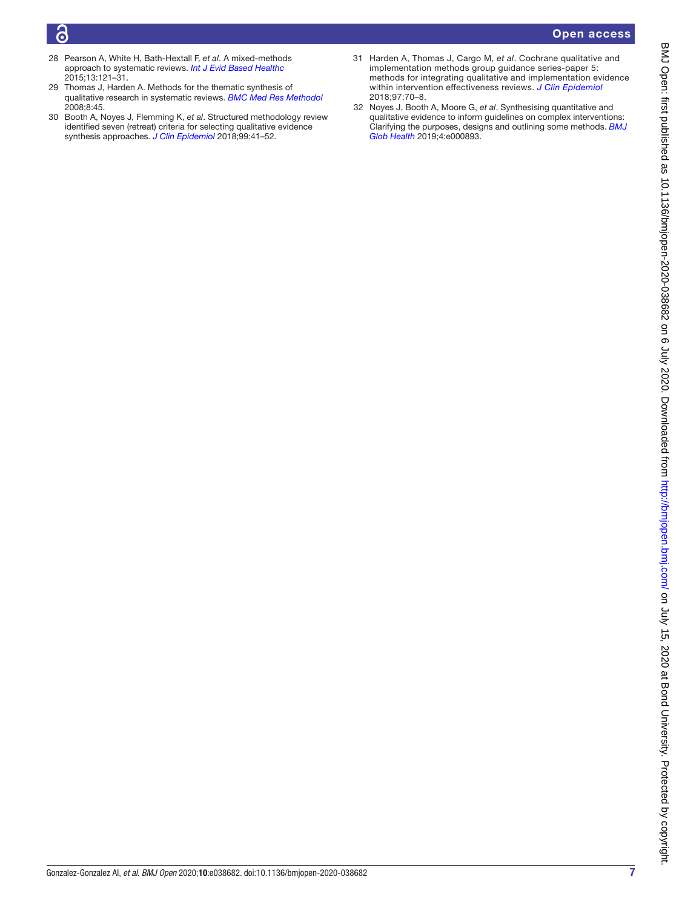28 Pearson A, White H, Bath-Hextall F, *et al*. A mixed-methods approach to systematic reviews. *Int J Evid Based Healthc* 2015;13:121–31.

29 Thomas J, Harden A. Methods for the thematic synthesis of qualitative research in systematic reviews. *BMC Med Res Methodol* 2008;8:45.

30 Booth A, Noyes J, Flemming K, *et al*. Structured methodology review identified seven (retreat) criteria for selecting qualitative evidence synthesis approaches. *J Clin Epidemiol* 2018;99:41–52.

31 Harden A, Thomas J, Cargo M, *et al*. Cochrane qualitative and implementation methods group guidance series-paper 5: methods for integrating qualitative and implementation evidence within intervention effectiveness reviews. *J Clin Epidemiol* 2018;97:70–8.

32 Noyes J, Booth A, Moore G, *et al*. Synthesising quantitative and qualitative evidence to inform guidelines on complex interventions: Clarifying the purposes, designs and outlining some methods. *BMJ Glob Health* 2019;4:e000893.